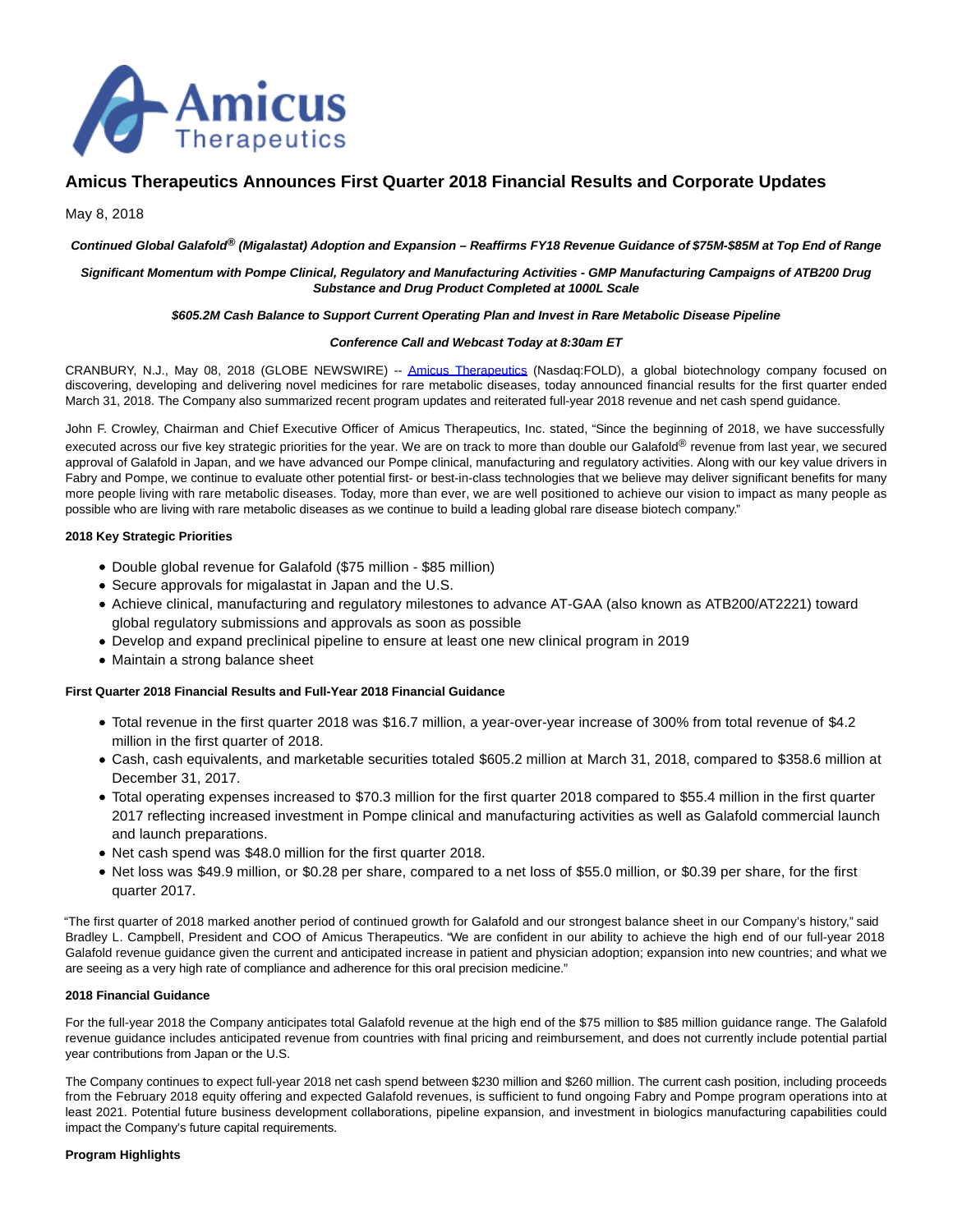# Amicus Therapeutics Announces First Quarter 2018 Financial Results and Corporate Updates

May 8, 2018

***Continued Global Galafold® (Migalastat) Adoption and Expansion – Reaffirms FY18 Revenue Guidance of $75M-$85M at Top End of Range***

***Significant Momentum with Pompe Clinical, Regulatory and Manufacturing Activities - GMP Manufacturing Campaigns of ATB200 Drug Substance and Drug Product Completed at 1000L Scale***

***$605.2M Cash Balance to Support Current Operating Plan and Invest in Rare Metabolic Disease Pipeline***

***Conference Call and Webcast Today at 8:30am ET***

CRANBURY, N.J., May 08, 2018 (GLOBE NEWSWIRE) -- Amicus Therapeutics (Nasdaq:FOLD), a global biotechnology company focused on discovering, developing and delivering novel medicines for rare metabolic diseases, today announced financial results for the first quarter ended March 31, 2018. The Company also summarized recent program updates and reiterated full-year 2018 revenue and net cash spend guidance.

John F. Crowley, Chairman and Chief Executive Officer of Amicus Therapeutics, Inc. stated, "Since the beginning of 2018, we have successfully executed across our five key strategic priorities for the year. We are on track to more than double our Galafold® revenue from last year, we secured approval of Galafold in Japan, and we have advanced our Pompe clinical, manufacturing and regulatory activities. Along with our key value drivers in Fabry and Pompe, we continue to evaluate other potential first- or best-in-class technologies that we believe may deliver significant benefits for many more people living with rare metabolic diseases. Today, more than ever, we are well positioned to achieve our vision to impact as many people as possible who are living with rare metabolic diseases as we continue to build a leading global rare disease biotech company."

**2018 Key Strategic Priorities**

- Double global revenue for Galafold ($75 million - $85 million)
- Secure approvals for migalastat in Japan and the U.S.
- Achieve clinical, manufacturing and regulatory milestones to advance AT-GAA (also known as ATB200/AT2221) toward global regulatory submissions and approvals as soon as possible
- Develop and expand preclinical pipeline to ensure at least one new clinical program in 2019
- Maintain a strong balance sheet

**First Quarter 2018 Financial Results and Full-Year 2018 Financial Guidance**

- Total revenue in the first quarter 2018 was $16.7 million, a year-over-year increase of 300% from total revenue of $4.2 million in the first quarter of 2018.
- Cash, cash equivalents, and marketable securities totaled $605.2 million at March 31, 2018, compared to $358.6 million at December 31, 2017.
- Total operating expenses increased to $70.3 million for the first quarter 2018 compared to $55.4 million in the first quarter 2017 reflecting increased investment in Pompe clinical and manufacturing activities as well as Galafold commercial launch and launch preparations.
- Net cash spend was $48.0 million for the first quarter 2018.
- Net loss was $49.9 million, or $0.28 per share, compared to a net loss of $55.0 million, or $0.39 per share, for the first quarter 2017.

"The first quarter of 2018 marked another period of continued growth for Galafold and our strongest balance sheet in our Company's history," said Bradley L. Campbell, President and COO of Amicus Therapeutics. "We are confident in our ability to achieve the high end of our full-year 2018 Galafold revenue guidance given the current and anticipated increase in patient and physician adoption; expansion into new countries; and what we are seeing as a very high rate of compliance and adherence for this oral precision medicine."

**2018 Financial Guidance**

For the full-year 2018 the Company anticipates total Galafold revenue at the high end of the $75 million to $85 million guidance range. The Galafold revenue guidance includes anticipated revenue from countries with final pricing and reimbursement, and does not currently include potential partial year contributions from Japan or the U.S.

The Company continues to expect full-year 2018 net cash spend between $230 million and $260 million. The current cash position, including proceeds from the February 2018 equity offering and expected Galafold revenues, is sufficient to fund ongoing Fabry and Pompe program operations into at least 2021. Potential future business development collaborations, pipeline expansion, and investment in biologics manufacturing capabilities could impact the Company's future capital requirements.

**Program Highlights**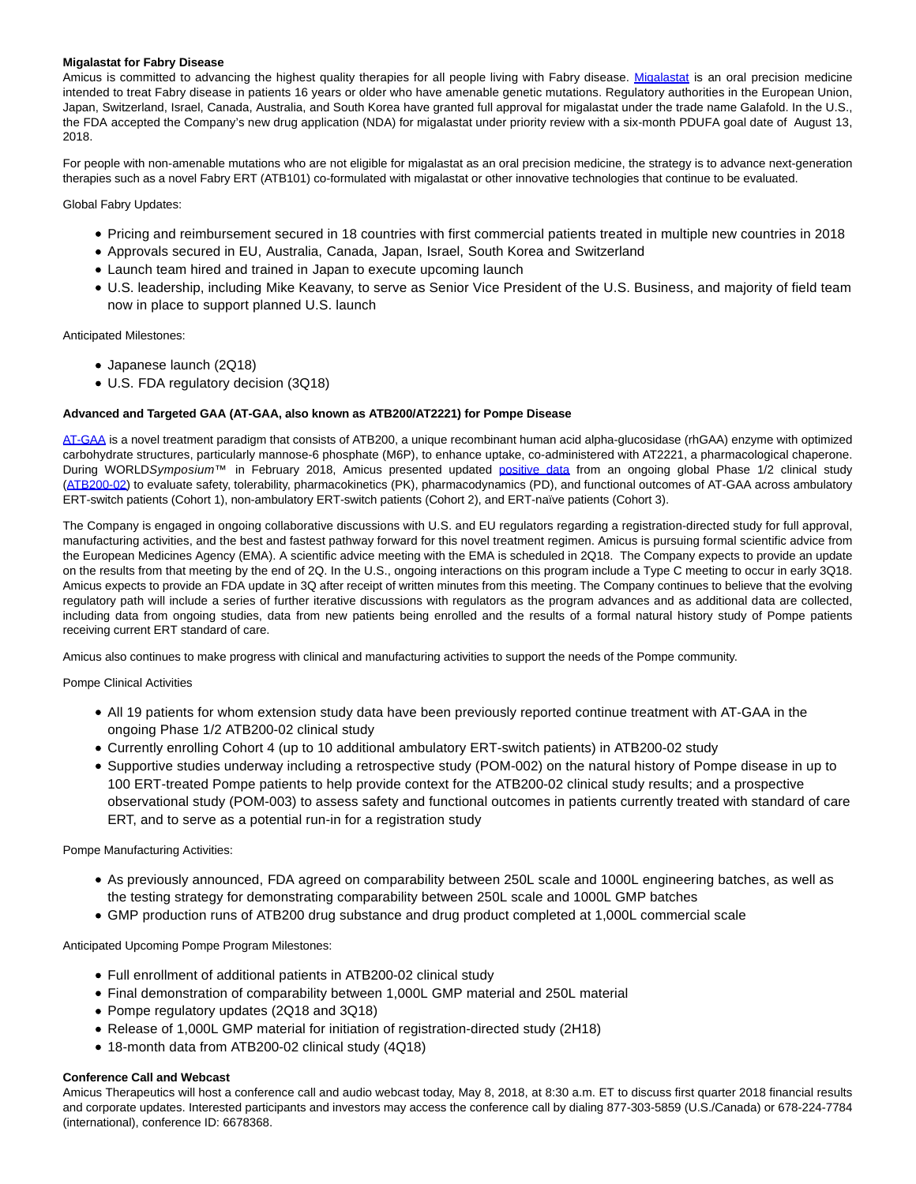**Migalastat for Fabry Disease**

Amicus is committed to advancing the highest quality therapies for all people living with Fabry disease. Migalastat is an oral precision medicine intended to treat Fabry disease in patients 16 years or older who have amenable genetic mutations. Regulatory authorities in the European Union, Japan, Switzerland, Israel, Canada, Australia, and South Korea have granted full approval for migalastat under the trade name Galafold. In the U.S., the FDA accepted the Company's new drug application (NDA) for migalastat under priority review with a six-month PDUFA goal date of August 13, 2018.

For people with non-amenable mutations who are not eligible for migalastat as an oral precision medicine, the strategy is to advance next-generation therapies such as a novel Fabry ERT (ATB101) co-formulated with migalastat or other innovative technologies that continue to be evaluated.

Global Fabry Updates:

- Pricing and reimbursement secured in 18 countries with first commercial patients treated in multiple new countries in 2018
- Approvals secured in EU, Australia, Canada, Japan, Israel, South Korea and Switzerland
- Launch team hired and trained in Japan to execute upcoming launch
- U.S. leadership, including Mike Keavany, to serve as Senior Vice President of the U.S. Business, and majority of field team now in place to support planned U.S. launch

Anticipated Milestones:

- Japanese launch (2Q18)
- U.S. FDA regulatory decision (3Q18)

**Advanced and Targeted GAA (AT-GAA, also known as ATB200/AT2221) for Pompe Disease**

AT-GAA is a novel treatment paradigm that consists of ATB200, a unique recombinant human acid alpha-glucosidase (rhGAA) enzyme with optimized carbohydrate structures, particularly mannose-6 phosphate (M6P), to enhance uptake, co-administered with AT2221, a pharmacological chaperone. During WORLD*Symposium*™ in February 2018, Amicus presented updated positive data from an ongoing global Phase 1/2 clinical study (ATB200-02) to evaluate safety, tolerability, pharmacokinetics (PK), pharmacodynamics (PD), and functional outcomes of AT-GAA across ambulatory ERT-switch patients (Cohort 1), non-ambulatory ERT-switch patients (Cohort 2), and ERT-naïve patients (Cohort 3).

The Company is engaged in ongoing collaborative discussions with U.S. and EU regulators regarding a registration-directed study for full approval, manufacturing activities, and the best and fastest pathway forward for this novel treatment regimen. Amicus is pursuing formal scientific advice from the European Medicines Agency (EMA). A scientific advice meeting with the EMA is scheduled in 2Q18. The Company expects to provide an update on the results from that meeting by the end of 2Q. In the U.S., ongoing interactions on this program include a Type C meeting to occur in early 3Q18. Amicus expects to provide an FDA update in 3Q after receipt of written minutes from this meeting. The Company continues to believe that the evolving regulatory path will include a series of further iterative discussions with regulators as the program advances and as additional data are collected, including data from ongoing studies, data from new patients being enrolled and the results of a formal natural history study of Pompe patients receiving current ERT standard of care.

Amicus also continues to make progress with clinical and manufacturing activities to support the needs of the Pompe community.

Pompe Clinical Activities

- All 19 patients for whom extension study data have been previously reported continue treatment with AT-GAA in the ongoing Phase 1/2 ATB200-02 clinical study
- Currently enrolling Cohort 4 (up to 10 additional ambulatory ERT-switch patients) in ATB200-02 study
- Supportive studies underway including a retrospective study (POM-002) on the natural history of Pompe disease in up to 100 ERT-treated Pompe patients to help provide context for the ATB200-02 clinical study results; and a prospective observational study (POM-003) to assess safety and functional outcomes in patients currently treated with standard of care ERT, and to serve as a potential run-in for a registration study

Pompe Manufacturing Activities:

- As previously announced, FDA agreed on comparability between 250L scale and 1000L engineering batches, as well as the testing strategy for demonstrating comparability between 250L scale and 1000L GMP batches
- GMP production runs of ATB200 drug substance and drug product completed at 1,000L commercial scale

Anticipated Upcoming Pompe Program Milestones:

- Full enrollment of additional patients in ATB200-02 clinical study
- Final demonstration of comparability between 1,000L GMP material and 250L material
- Pompe regulatory updates (2Q18 and 3Q18)
- Release of 1,000L GMP material for initiation of registration-directed study (2H18)
- 18-month data from ATB200-02 clinical study (4Q18)

**Conference Call and Webcast**

Amicus Therapeutics will host a conference call and audio webcast today, May 8, 2018, at 8:30 a.m. ET to discuss first quarter 2018 financial results and corporate updates. Interested participants and investors may access the conference call by dialing 877-303-5859 (U.S./Canada) or 678-224-7784 (international), conference ID: 6678368.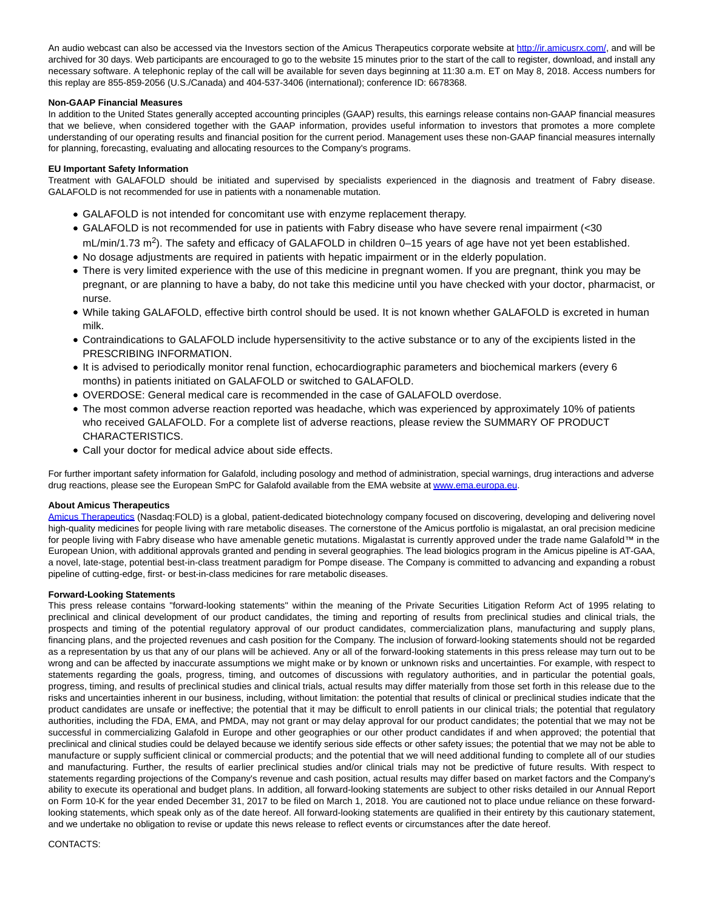An audio webcast can also be accessed via the Investors section of the Amicus Therapeutics corporate website at http://ir.amicusrx.com/, and will be archived for 30 days. Web participants are encouraged to go to the website 15 minutes prior to the start of the call to register, download, and install any necessary software. A telephonic replay of the call will be available for seven days beginning at 11:30 a.m. ET on May 8, 2018. Access numbers for this replay are 855-859-2056 (U.S./Canada) and 404-537-3406 (international); conference ID: 6678368.

**Non-GAAP Financial Measures**

In addition to the United States generally accepted accounting principles (GAAP) results, this earnings release contains non-GAAP financial measures that we believe, when considered together with the GAAP information, provides useful information to investors that promotes a more complete understanding of our operating results and financial position for the current period. Management uses these non-GAAP financial measures internally for planning, forecasting, evaluating and allocating resources to the Company's programs.

**EU Important Safety Information**

Treatment with GALAFOLD should be initiated and supervised by specialists experienced in the diagnosis and treatment of Fabry disease. GALAFOLD is not recommended for use in patients with a nonamenable mutation.

- GALAFOLD is not intended for concomitant use with enzyme replacement therapy.
- GALAFOLD is not recommended for use in patients with Fabry disease who have severe renal impairment (<30 mL/min/1.73 $m^2$). The safety and efficacy of GALAFOLD in children 0–15 years of age have not yet been established.
- No dosage adjustments are required in patients with hepatic impairment or in the elderly population.
- There is very limited experience with the use of this medicine in pregnant women. If you are pregnant, think you may be pregnant, or are planning to have a baby, do not take this medicine until you have checked with your doctor, pharmacist, or nurse.
- While taking GALAFOLD, effective birth control should be used. It is not known whether GALAFOLD is excreted in human milk.
- Contraindications to GALAFOLD include hypersensitivity to the active substance or to any of the excipients listed in the PRESCRIBING INFORMATION.
- It is advised to periodically monitor renal function, echocardiographic parameters and biochemical markers (every 6 months) in patients initiated on GALAFOLD or switched to GALAFOLD.
- OVERDOSE: General medical care is recommended in the case of GALAFOLD overdose.
- The most common adverse reaction reported was headache, which was experienced by approximately 10% of patients who received GALAFOLD. For a complete list of adverse reactions, please review the SUMMARY OF PRODUCT CHARACTERISTICS.
- Call your doctor for medical advice about side effects.

For further important safety information for Galafold, including posology and method of administration, special warnings, drug interactions and adverse drug reactions, please see the European SmPC for Galafold available from the EMA website at www.ema.europa.eu.

**About Amicus Therapeutics**

Amicus Therapeutics (Nasdaq:FOLD) is a global, patient-dedicated biotechnology company focused on discovering, developing and delivering novel high-quality medicines for people living with rare metabolic diseases. The cornerstone of the Amicus portfolio is migalastat, an oral precision medicine for people living with Fabry disease who have amenable genetic mutations. Migalastat is currently approved under the trade name Galafold™ in the European Union, with additional approvals granted and pending in several geographies. The lead biologics program in the Amicus pipeline is AT-GAA, a novel, late-stage, potential best-in-class treatment paradigm for Pompe disease. The Company is committed to advancing and expanding a robust pipeline of cutting-edge, first- or best-in-class medicines for rare metabolic diseases.

**Forward-Looking Statements**

This press release contains "forward-looking statements" within the meaning of the Private Securities Litigation Reform Act of 1995 relating to preclinical and clinical development of our product candidates, the timing and reporting of results from preclinical studies and clinical trials, the prospects and timing of the potential regulatory approval of our product candidates, commercialization plans, manufacturing and supply plans, financing plans, and the projected revenues and cash position for the Company. The inclusion of forward-looking statements should not be regarded as a representation by us that any of our plans will be achieved. Any or all of the forward-looking statements in this press release may turn out to be wrong and can be affected by inaccurate assumptions we might make or by known or unknown risks and uncertainties. For example, with respect to statements regarding the goals, progress, timing, and outcomes of discussions with regulatory authorities, and in particular the potential goals, progress, timing, and results of preclinical studies and clinical trials, actual results may differ materially from those set forth in this release due to the risks and uncertainties inherent in our business, including, without limitation: the potential that results of clinical or preclinical studies indicate that the product candidates are unsafe or ineffective; the potential that it may be difficult to enroll patients in our clinical trials; the potential that regulatory authorities, including the FDA, EMA, and PMDA, may not grant or may delay approval for our product candidates; the potential that we may not be successful in commercializing Galafold in Europe and other geographies or our other product candidates if and when approved; the potential that preclinical and clinical studies could be delayed because we identify serious side effects or other safety issues; the potential that we may not be able to manufacture or supply sufficient clinical or commercial products; and the potential that we will need additional funding to complete all of our studies and manufacturing. Further, the results of earlier preclinical studies and/or clinical trials may not be predictive of future results. With respect to statements regarding projections of the Company's revenue and cash position, actual results may differ based on market factors and the Company's ability to execute its operational and budget plans. In addition, all forward-looking statements are subject to other risks detailed in our Annual Report on Form 10-K for the year ended December 31, 2017 to be filed on March 1, 2018. You are cautioned not to place undue reliance on these forward-looking statements, which speak only as of the date hereof. All forward-looking statements are qualified in their entirety by this cautionary statement, and we undertake no obligation to revise or update this news release to reflect events or circumstances after the date hereof.

CONTACTS: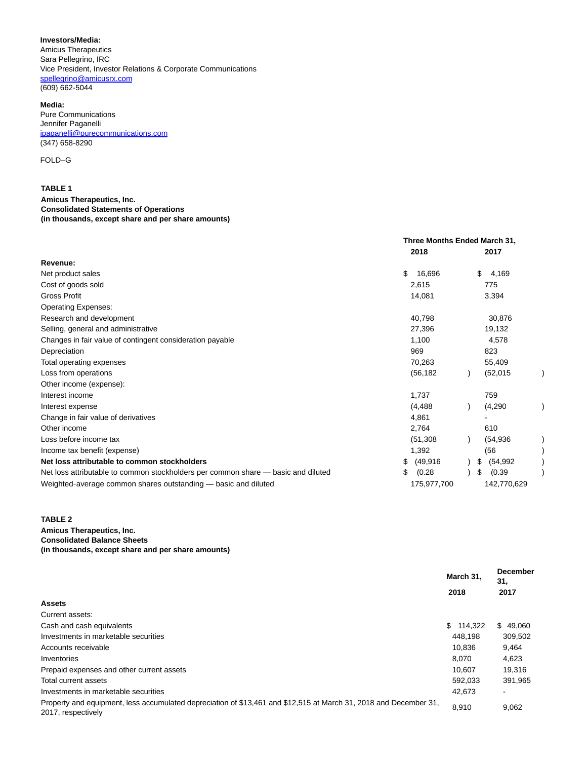**Investors/Media:**
Amicus Therapeutics
Sara Pellegrino, IRC
Vice President, Investor Relations & Corporate Communications
spellegrino@amicusrx.com
(609) 662-5044

**Media:**
Pure Communications
Jennifer Paganelli
jpaganelli@purecommunications.com
(347) 658-8290

FOLD–G

**TABLE 1**
**Amicus Therapeutics, Inc.**
**Consolidated Statements of Operations**
**(in thousands, except share and per share amounts)**

| | Three Months Ended March 31, 2018 | Three Months Ended March 31, 2017 |
|---|---|---|
| **Revenue:** | | |
| Net product sales | $ 16,696 | $ 4,169 |
| Cost of goods sold | 2,615 | 775 |
| Gross Profit | 14,081 | 3,394 |
| Operating Expenses: | | |
| Research and development | 40,798 | 30,876 |
| Selling, general and administrative | 27,396 | 19,132 |
| Changes in fair value of contingent consideration payable | 1,100 | 4,578 |
| Depreciation | 969 | 823 |
| Total operating expenses | 70,263 | 55,409 |
| Loss from operations | (56,182) | (52,015) |
| Other income (expense): | | |
| Interest income | 1,737 | 759 |
| Interest expense | (4,488) | (4,290) |
| Change in fair value of derivatives | 4,861 | - |
| Other income | 2,764 | 610 |
| Loss before income tax | (51,308) | (54,936) |
| Income tax benefit (expense) | 1,392 | (56) |
| **Net loss attributable to common stockholders** | $ (49,916) | $ (54,992) |
| Net loss attributable to common stockholders per common share — basic and diluted | $ (0.28) | $ (0.39) |
| Weighted-average common shares outstanding — basic and diluted | 175,977,700 | 142,770,629 |

**TABLE 2**
**Amicus Therapeutics, Inc.**
**Consolidated Balance Sheets**
**(in thousands, except share and per share amounts)**

| | March 31, 2018 | December 31, 2017 |
|---|---|---|
| **Assets** | | |
| Current assets: | | |
| Cash and cash equivalents | $ 114,322 | $ 49,060 |
| Investments in marketable securities | 448,198 | 309,502 |
| Accounts receivable | 10,836 | 9,464 |
| Inventories | 8,070 | 4,623 |
| Prepaid expenses and other current assets | 10,607 | 19,316 |
| Total current assets | 592,033 | 391,965 |
| Investments in marketable securities | 42,673 | - |
| Property and equipment, less accumulated depreciation of $13,461 and $12,515 at March 31, 2018 and December 31, 2017, respectively | 8,910 | 9,062 |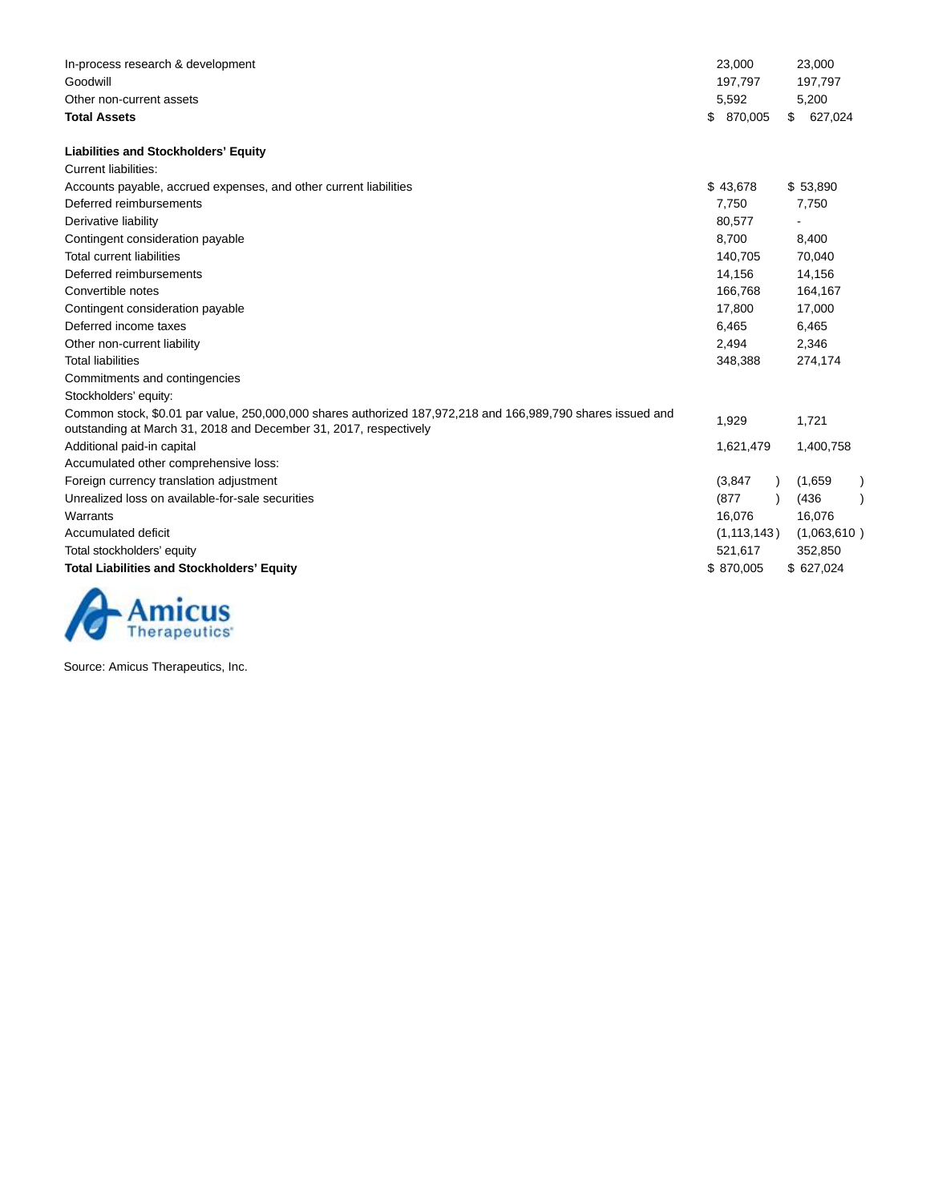| | | |
|---|---|---|
| In-process research & development | 23,000 | 23,000 |
| Goodwill | 197,797 | 197,797 |
| Other non-current assets | 5,592 | 5,200 |
| **Total Assets** | $ 870,005 | $ 627,024 |
| | | |
| **Liabilities and Stockholders' Equity** | | |
| Current liabilities: | | |
| Accounts payable, accrued expenses, and other current liabilities | $ 43,678 | $ 53,890 |
| Deferred reimbursements | 7,750 | 7,750 |
| Derivative liability | 80,577 | - |
| Contingent consideration payable | 8,700 | 8,400 |
| Total current liabilities | 140,705 | 70,040 |
| Deferred reimbursements | 14,156 | 14,156 |
| Convertible notes | 166,768 | 164,167 |
| Contingent consideration payable | 17,800 | 17,000 |
| Deferred income taxes | 6,465 | 6,465 |
| Other non-current liability | 2,494 | 2,346 |
| Total liabilities | 348,388 | 274,174 |
| Commitments and contingencies | | |
| Stockholders' equity: | | |
| Common stock, $0.01 par value, 250,000,000 shares authorized 187,972,218 and 166,989,790 shares issued and outstanding at March 31, 2018 and December 31, 2017, respectively | 1,929 | 1,721 |
| Additional paid-in capital | 1,621,479 | 1,400,758 |
| Accumulated other comprehensive loss: | | |
| Foreign currency translation adjustment | (3,847) | (1,659) |
| Unrealized loss on available-for-sale securities | (877) | (436) |
| Warrants | 16,076 | 16,076 |
| Accumulated deficit | (1,113,143) | (1,063,610) |
| Total stockholders' equity | 521,617 | 352,850 |
| **Total Liabilities and Stockholders' Equity** | $ 870,005 | $ 627,024 |

Amicus Therapeutics

Source: Amicus Therapeutics, Inc.